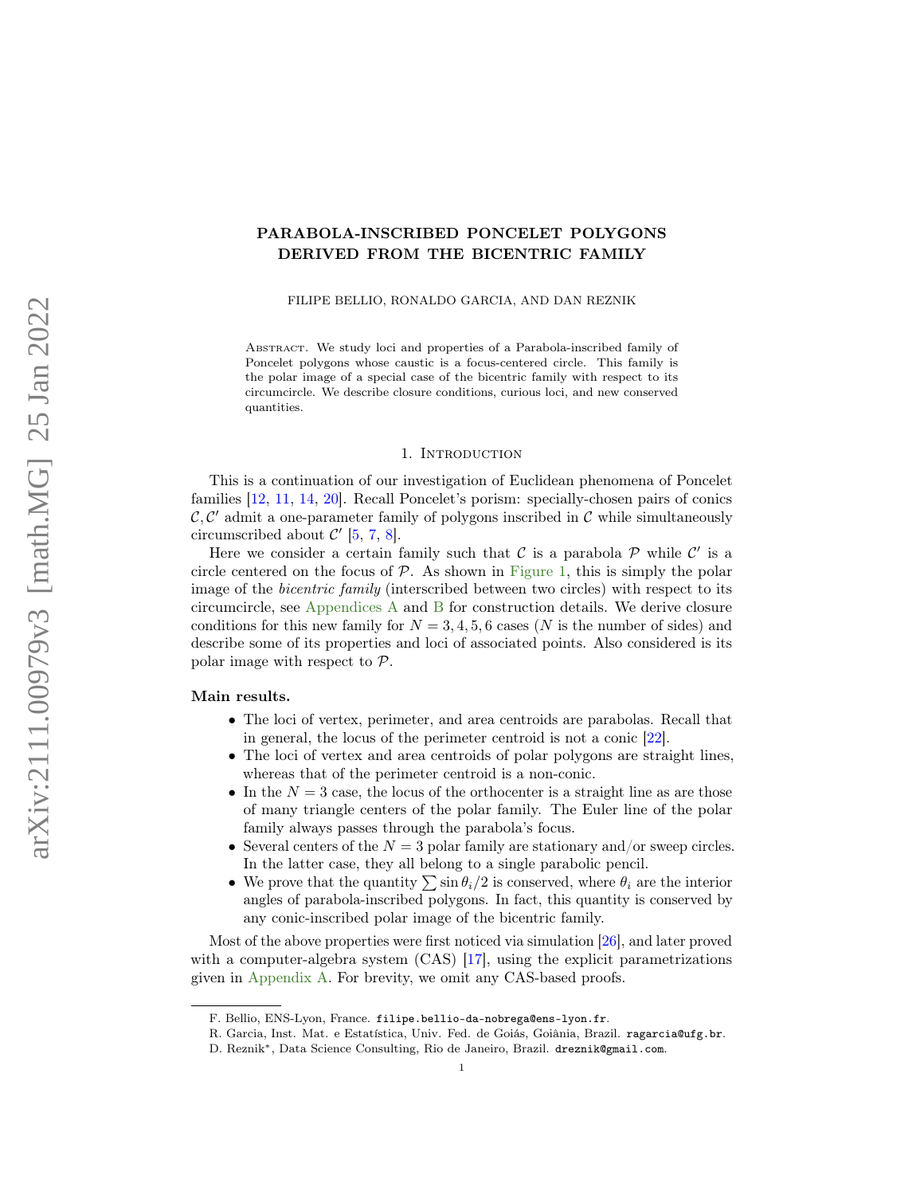# PARABOLA-INSCRIBED PONCELET POLYGONS DERIVED FROM THE BICENTRIC FAMILY

FILIPE BELLIO, RONALDO GARCIA, AND DAN REZNIK

Abstract. We study loci and properties of a Parabola-inscribed family of Poncelet polygons whose caustic is a focus-centered circle. This family is the polar image of a special case of the bicentric family with respect to its circumcircle. We describe closure conditions, curious loci, and new conserved quantities.

## 1. Introduction

This is a continuation of our investigation of Euclidean phenomena of Poncelet families [12, 11, 14, 20]. Recall Poncelet's porism: specially-chosen pairs of conics $\mathcal{C}, \mathcal{C}'$ admit a one-parameter family of polygons inscribed in $\mathcal{C}$ while simultaneously circumscribed about $\mathcal{C}'$ [5, 7, 8].

Here we consider a certain family such that $\mathcal{C}$ is a parabola $\mathcal{P}$ while $\mathcal{C}'$ is a circle centered on the focus of $\mathcal{P}$. As shown in Figure 1, this is simply the polar image of the *bicentric family* (interscribed between two circles) with respect to its circumcircle, see Appendices A and B for construction details. We derive closure conditions for this new family for $N = 3, 4, 5, 6$ cases ($N$ is the number of sides) and describe some of its properties and loci of associated points. Also considered is its polar image with respect to $\mathcal{P}$.

**Main results.**

- The loci of vertex, perimeter, and area centroids are parabolas. Recall that in general, the locus of the perimeter centroid is not a conic [22].
- The loci of vertex and area centroids of polar polygons are straight lines, whereas that of the perimeter centroid is a non-conic.
- In the $N = 3$ case, the locus of the orthocenter is a straight line as are those of many triangle centers of the polar family. The Euler line of the polar family always passes through the parabola's focus.
- Several centers of the $N = 3$ polar family are stationary and/or sweep circles. In the latter case, they all belong to a single parabolic pencil.
- We prove that the quantity $\sum \sin\theta_i/2$ is conserved, where $\theta_i$ are the interior angles of parabola-inscribed polygons. In fact, this quantity is conserved by any conic-inscribed polar image of the bicentric family.

Most of the above properties were first noticed via simulation [26], and later proved with a computer-algebra system (CAS) [17], using the explicit parametrizations given in Appendix A. For brevity, we omit any CAS-based proofs.

---

F. Bellio, ENS-Lyon, France. filipe.bellio-da-nobrega@ens-lyon.fr.

R. Garcia, Inst. Mat. e Estatística, Univ. Fed. de Goiás, Goiânia, Brazil. ragarcia@ufg.br.

D. Reznik*, Data Science Consulting, Rio de Janeiro, Brazil. dreznik@gmail.com.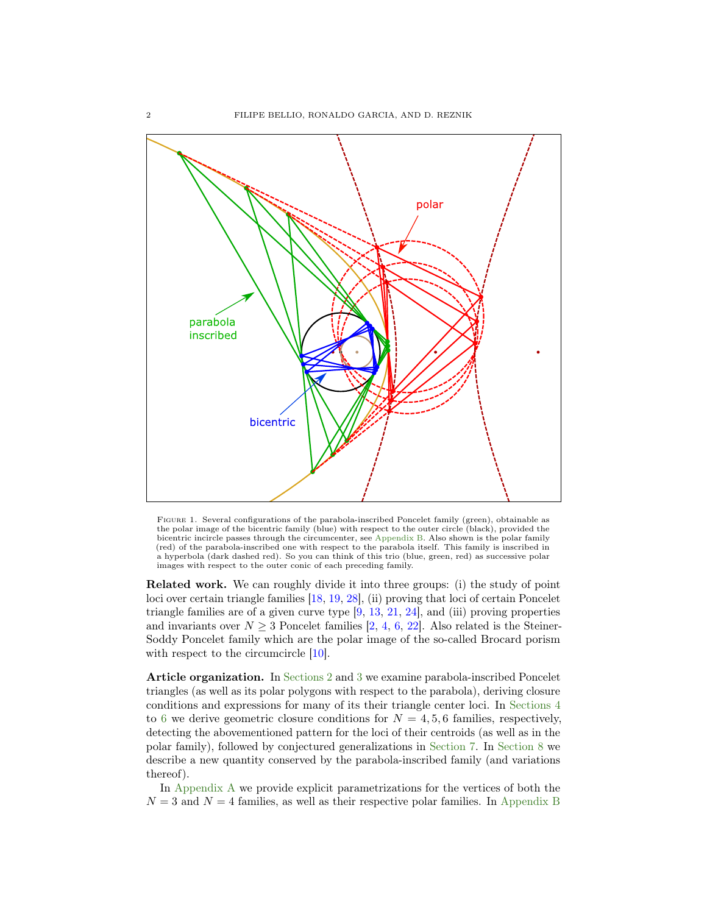Figure 1. Several configurations of the parabola-inscribed Poncelet family (green), obtainable as the polar image of the bicentric family (blue) with respect to the outer circle (black), provided the bicentric incircle passes through the circumcenter, see Appendix B. Also shown is the polar family (red) of the parabola-inscribed one with respect to the parabola itself. This family is inscribed in a hyperbola (dark dashed red). So you can think of this trio (blue, green, red) as successive polar images with respect to the outer conic of each preceding family.

**Related work.** We can roughly divide it into three groups: (i) the study of point loci over certain triangle families [18, 19, 28], (ii) proving that loci of certain Poncelet triangle families are of a given curve type [9, 13, 21, 24], and (iii) proving properties and invariants over $N \geq 3$ Poncelet families [2, 4, 6, 22]. Also related is the Steiner-Soddy Poncelet family which are the polar image of the so-called Brocard porism with respect to the circumcircle [10].

**Article organization.** In Sections 2 and 3 we examine parabola-inscribed Poncelet triangles (as well as its polar polygons with respect to the parabola), deriving closure conditions and expressions for many of its their triangle center loci. In Sections 4 to 6 we derive geometric closure conditions for $N = 4, 5, 6$ families, respectively, detecting the abovementioned pattern for the loci of their centroids (as well as in the polar family), followed by conjectured generalizations in Section 7. In Section 8 we describe a new quantity conserved by the parabola-inscribed family (and variations thereof).

In Appendix A we provide explicit parametrizations for the vertices of both the $N = 3$ and $N = 4$ families, as well as their respective polar families. In Appendix B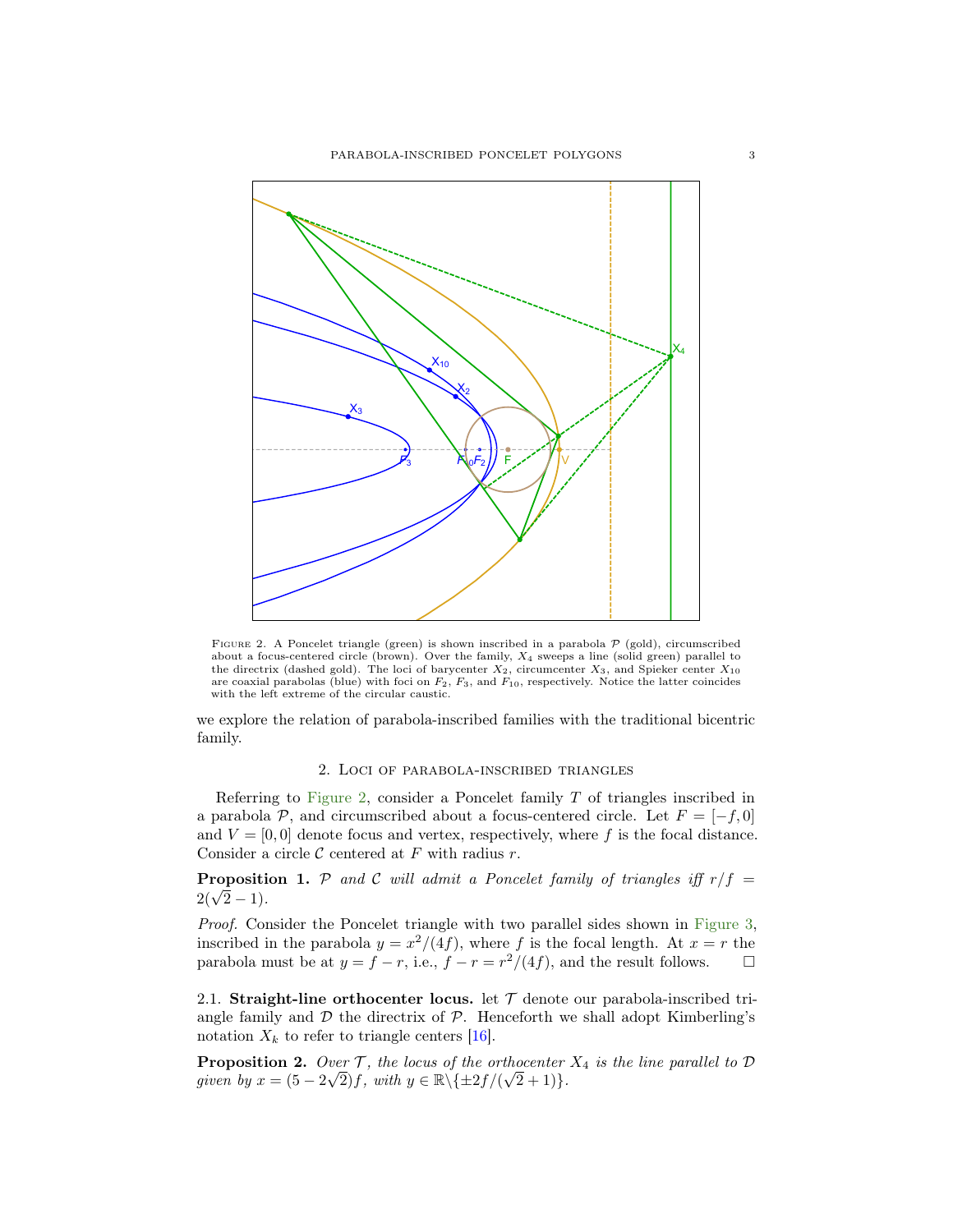Figure 2. A Poncelet triangle (green) is shown inscribed in a parabola $\mathcal{P}$ (gold), circumscribed about a focus-centered circle (brown). Over the family, $X_4$ sweeps a line (solid green) parallel to the directrix (dashed gold). The loci of barycenter $X_2$, circumcenter $X_3$, and Spieker center $X_{10}$ are coaxial parabolas (blue) with foci on $F_2$, $F_3$, and $F_{10}$, respectively. Notice the latter coincides with the left extreme of the circular caustic.

we explore the relation of parabola-inscribed families with the traditional bicentric family.

## 2. Loci of parabola-inscribed triangles

Referring to Figure 2, consider a Poncelet family $T$ of triangles inscribed in a parabola $\mathcal{P}$, and circumscribed about a focus-centered circle. Let $F = [-f, 0]$ and $V = [0, 0]$ denote focus and vertex, respectively, where $f$ is the focal distance. Consider a circle $\mathcal{C}$ centered at $F$ with radius $r$.

**Proposition 1.** *$\mathcal{P}$ and $\mathcal{C}$ will admit a Poncelet family of triangles iff $r/f = 2(\sqrt{2} - 1)$.*

*Proof.* Consider the Poncelet triangle with two parallel sides shown in Figure 3, inscribed in the parabola $y = x^2/(4f)$, where $f$ is the focal length. At $x = r$ the parabola must be at $y = f - r$, i.e., $f - r = r^2/(4f)$, and the result follows. □

### 2.1. Straight-line orthocenter locus.

let $\mathcal{T}$ denote our parabola-inscribed triangle family and $\mathcal{D}$ the directrix of $\mathcal{P}$. Henceforth we shall adopt Kimberling's notation $X_k$ to refer to triangle centers [16].

**Proposition 2.** *Over $\mathcal{T}$, the locus of the orthocenter $X_4$ is the line parallel to $\mathcal{D}$ given by $x = (5 - 2\sqrt{2})f$, with $y \in \mathbb{R} \backslash \{\pm 2f/(\sqrt{2} + 1)\}$.*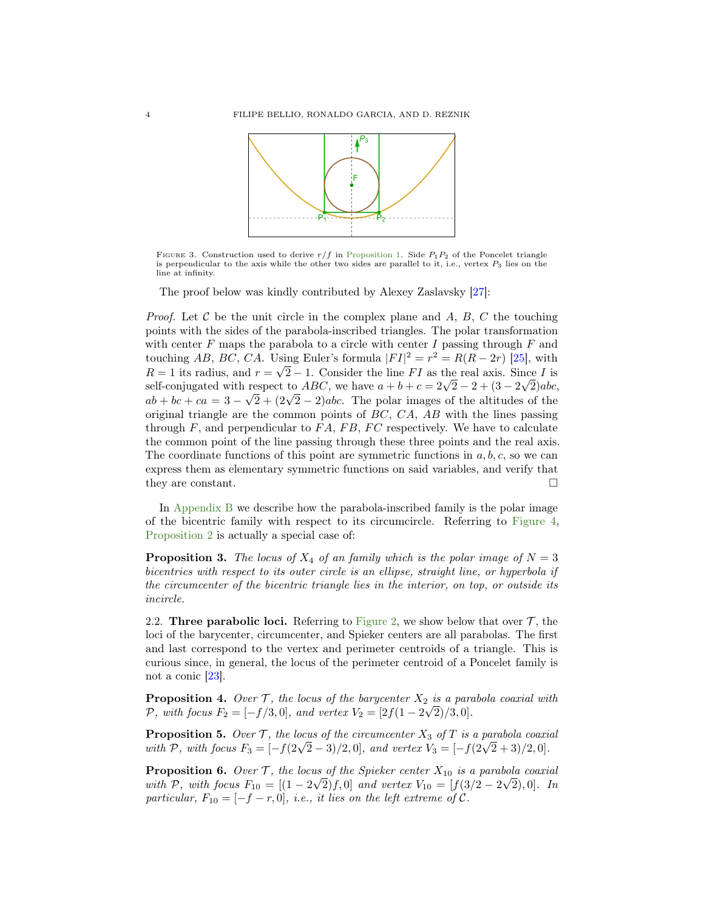FIGURE 3. Construction used to derive $r/f$ in Proposition 1. Side $P_1P_2$ of the Poncelet triangle is perpendicular to the axis while the other two sides are parallel to it, i.e., vertex $P_3$ lies on the line at infinity.

The proof below was kindly contributed by Alexey Zaslavsky [27]:

*Proof.* Let $\mathcal{C}$ be the unit circle in the complex plane and $A$, $B$, $C$ the touching points with the sides of the parabola-inscribed triangles. The polar transformation with center $F$ maps the parabola to a circle with center $I$ passing through $F$ and touching $AB$, $BC$, $CA$. Using Euler's formula $|FI|^2 = r^2 = R(R-2r)$ [25], with $R = 1$ its radius, and $r = \sqrt{2}-1$. Consider the line $FI$ as the real axis. Since $I$ is self-conjugated with respect to $ABC$, we have $a+b+c = 2\sqrt{2}-2+(3-2\sqrt{2})abc$, $ab+bc+ca = 3-\sqrt{2}+(2\sqrt{2}-2)abc$. The polar images of the altitudes of the original triangle are the common points of $BC$, $CA$, $AB$ with the lines passing through $F$, and perpendicular to $FA$, $FB$, $FC$ respectively. We have to calculate the common point of the line passing through these three points and the real axis. The coordinate functions of this point are symmetric functions in $a, b, c$, so we can express them as elementary symmetric functions on said variables, and verify that they are constant. □

In Appendix B we describe how the parabola-inscribed family is the polar image of the bicentric family with respect to its circumcircle. Referring to Figure 4, Proposition 2 is actually a special case of:

**Proposition 3.** *The locus of $X_4$ of an family which is the polar image of $N = 3$ bicentrics with respect to its outer circle is an ellipse, straight line, or hyperbola if the circumcenter of the bicentric triangle lies in the interior, on top, or outside its incircle.*

**2.2. Three parabolic loci.** Referring to Figure 2, we show below that over $\mathcal{T}$, the loci of the barycenter, circumcenter, and Spieker centers are all parabolas. The first and last correspond to the vertex and perimeter centroids of a triangle. This is curious since, in general, the locus of the perimeter centroid of a Poncelet family is not a conic [23].

**Proposition 4.** *Over $\mathcal{T}$, the locus of the barycenter $X_2$ is a parabola coaxial with $\mathcal{P}$, with focus $F_2 = [-f/3, 0]$, and vertex $V_2 = [2f(1-2\sqrt{2})/3, 0]$.*

**Proposition 5.** *Over $\mathcal{T}$, the locus of the circumcenter $X_3$ of $T$ is a parabola coaxial with $\mathcal{P}$, with focus $F_3 = [-f(2\sqrt{2}-3)/2, 0]$, and vertex $V_3 = [-f(2\sqrt{2}+3)/2, 0]$.*

**Proposition 6.** *Over $\mathcal{T}$, the locus of the Spieker center $X_{10}$ is a parabola coaxial with $\mathcal{P}$, with focus $F_{10} = [(1-2\sqrt{2})f, 0]$ and vertex $V_{10} = [f(3/2-2\sqrt{2}), 0]$. In particular, $F_{10} = [-f-r, 0]$, i.e., it lies on the left extreme of $\mathcal{C}$.*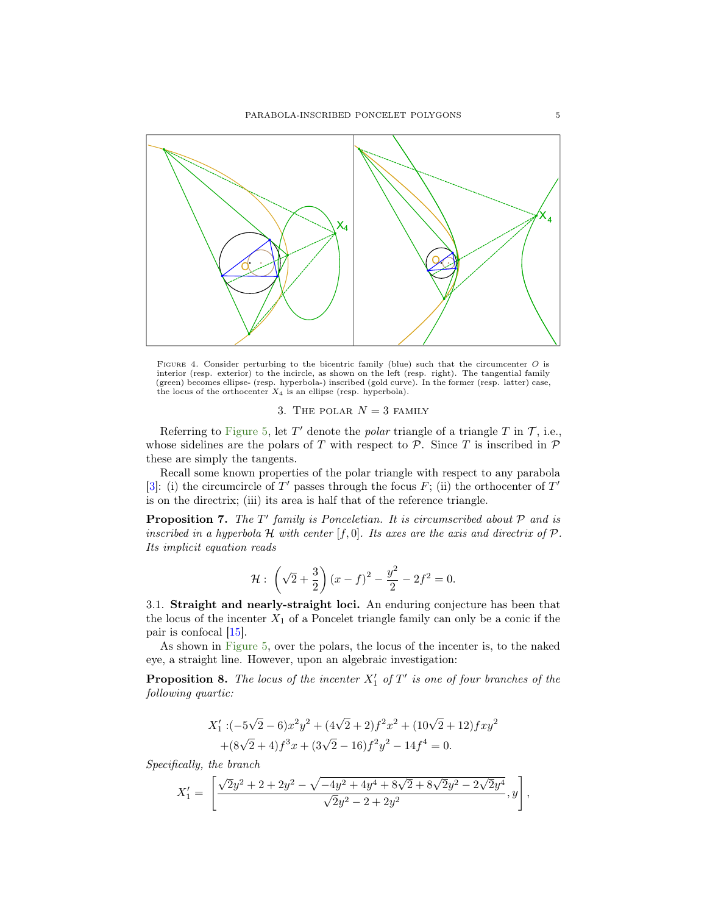Figure 4. Consider perturbing to the bicentric family (blue) such that the circumcenter $O$ is interior (resp. exterior) to the incircle, as shown on the left (resp. right). The tangential family (green) becomes ellipse- (resp. hyperbola-) inscribed (gold curve). In the former (resp. latter) case, the locus of the orthocenter $X_4$ is an ellipse (resp. hyperbola).

## 3. The polar $N = 3$ family

Referring to Figure 5, let $T'$ denote the *polar* triangle of a triangle $T$ in $\mathcal{T}$, i.e., whose sidelines are the polars of $T$ with respect to $\mathcal{P}$. Since $T$ is inscribed in $\mathcal{P}$ these are simply the tangents.

Recall some known properties of the polar triangle with respect to any parabola [3]: (i) the circumcircle of $T'$ passes through the focus $F$; (ii) the orthocenter of $T'$ is on the directrix; (iii) its area is half that of the reference triangle.

**Proposition 7.** *The $T'$ family is Ponceletian. It is circumscribed about $\mathcal{P}$ and is inscribed in a hyperbola $\mathcal{H}$ with center $[f, 0]$. Its axes are the axis and directrix of $\mathcal{P}$. Its implicit equation reads*

$$\mathcal{H}:\ \left(\sqrt{2} + \frac{3}{2}\right)(x - f)^2 - \frac{y^2}{2} - 2f^2 = 0.$$

### 3.1. Straight and nearly-straight loci.

An enduring conjecture has been that the locus of the incenter $X_1$ of a Poncelet triangle family can only be a conic if the pair is confocal [15].

As shown in Figure 5, over the polars, the locus of the incenter is, to the naked eye, a straight line. However, upon an algebraic investigation:

**Proposition 8.** *The locus of the incenter $X_1'$ of $T'$ is one of four branches of the following quartic:*

$$\begin{aligned}
X_1' :& (-5\sqrt{2} - 6)x^2y^2 + (4\sqrt{2} + 2)f^2x^2 + (10\sqrt{2} + 12)fxy^2 \\
&+ (8\sqrt{2} + 4)f^3x + (3\sqrt{2} - 16)f^2y^2 - 14f^4 = 0.
\end{aligned}$$

*Specifically, the branch*

$$X_1' = \left[\frac{\sqrt{2}y^2 + 2 + 2y^2 - \sqrt{-4y^2 + 4y^4 + 8\sqrt{2} + 8\sqrt{2}y^2 - 2\sqrt{2}y^4}}{\sqrt{2}y^2 - 2 + 2y^2}, y\right],$$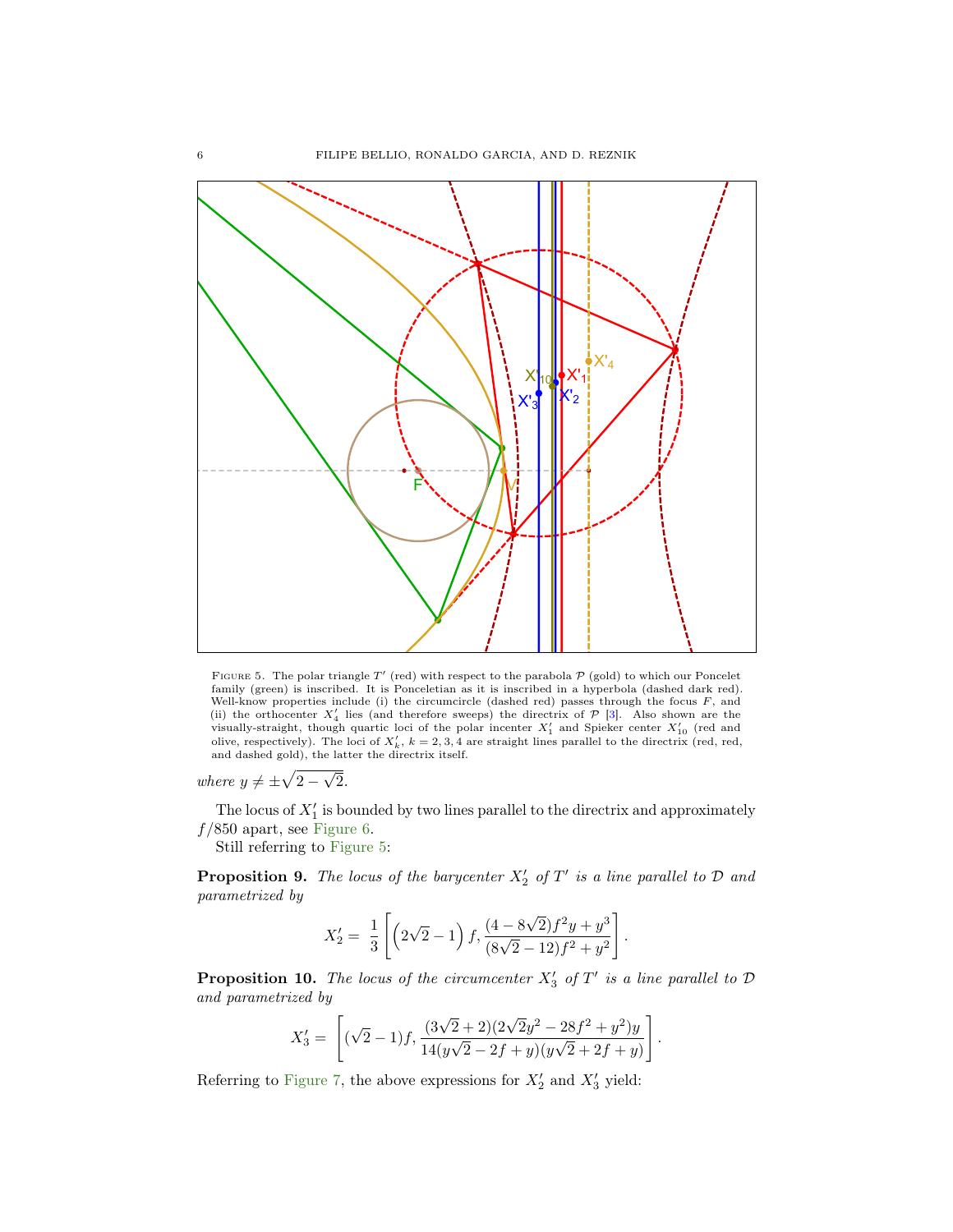Figure 5. The polar triangle $T'$ (red) with respect to the parabola $\mathcal{P}$ (gold) to which our Poncelet family (green) is inscribed. It is Ponceletian as it is inscribed in a hyperbola (dashed dark red). Well-know properties include (i) the circumcircle (dashed red) passes through the focus $F$, and (ii) the orthocenter $X_4'$ lies (and therefore sweeps) the directrix of $\mathcal{P}$ [3]. Also shown are the visually-straight, though quartic loci of the polar incenter $X_1'$ and Spieker center $X_{10}'$ (red and olive, respectively). The loci of $X_k'$, $k = 2, 3, 4$ are straight lines parallel to the directrix (red, red, and dashed gold), the latter the directrix itself.

*where* $y \neq \pm\sqrt{2-\sqrt{2}}$.

The locus of $X_1'$ is bounded by two lines parallel to the directrix and approximately $f/850$ apart, see Figure 6.

Still referring to Figure 5:

**Proposition 9.** *The locus of the barycenter $X_2'$ of $T'$ is a line parallel to $\mathcal{D}$ and parametrized by*

$$X_2' = \frac{1}{3}\left[\left(2\sqrt{2}-1\right)f, \frac{(4-8\sqrt{2})f^2y + y^3}{(8\sqrt{2}-12)f^2 + y^2}\right].$$

**Proposition 10.** *The locus of the circumcenter $X_3'$ of $T'$ is a line parallel to $\mathcal{D}$ and parametrized by*

$$X_3' = \left[(\sqrt{2}-1)f, \frac{(3\sqrt{2}+2)(2\sqrt{2}y^2 - 28f^2 + y^2)y}{14(y\sqrt{2} - 2f + y)(y\sqrt{2} + 2f + y)}\right].$$

Referring to Figure 7, the above expressions for $X_2'$ and $X_3'$ yield: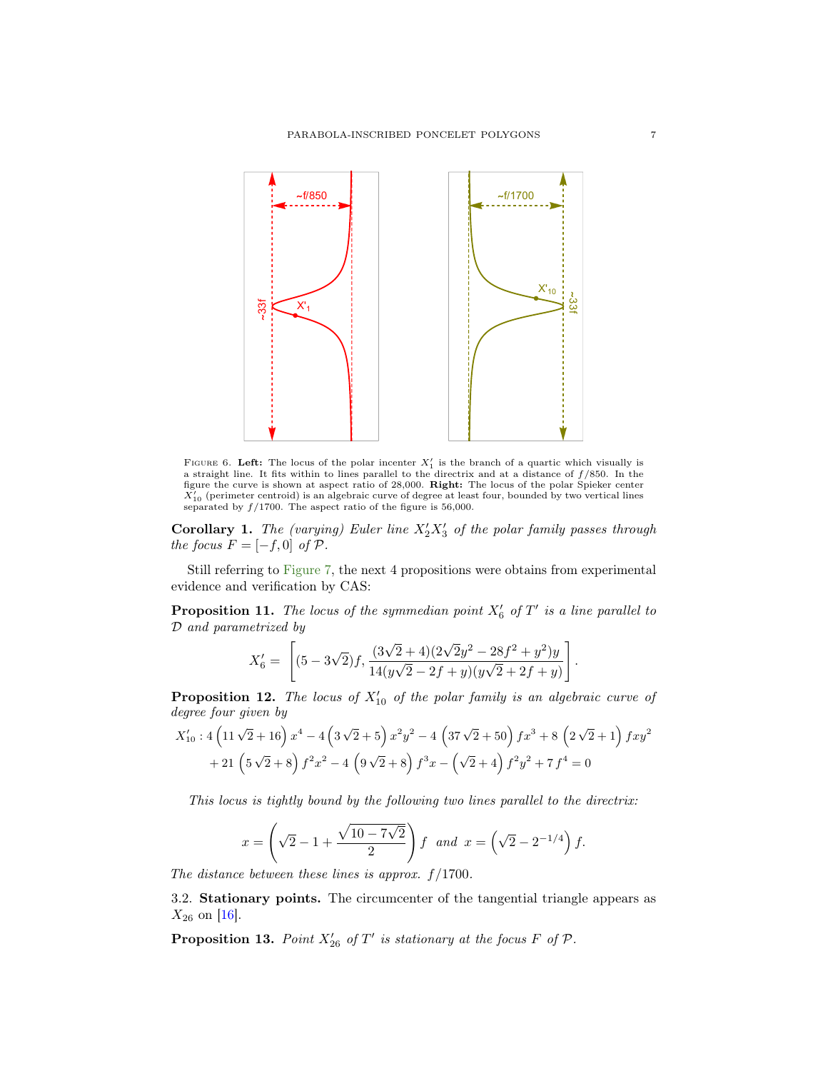FIGURE 6. **Left:** The locus of the polar incenter $X_1'$ is the branch of a quartic which visually is a straight line. It fits within to lines parallel to the directrix and at a distance of $f/850$. In the figure the curve is shown at aspect ratio of 28,000. **Right:** The locus of the polar Spieker center $X_{10}'$ (perimeter centroid) is an algebraic curve of degree at least four, bounded by two vertical lines separated by $f/1700$. The aspect ratio of the figure is 56,000.

**Corollary 1.** *The (varying) Euler line $X_2'X_3'$ of the polar family passes through the focus $F=[-f,0]$ of $\mathcal{P}$.*

Still referring to Figure 7, the next 4 propositions were obtains from experimental evidence and verification by CAS:

**Proposition 11.** *The locus of the symmedian point $X_6'$ of $T'$ is a line parallel to $\mathcal{D}$ and parametrized by*

$$X_6' = \left[(5-3\sqrt{2})f, \frac{(3\sqrt{2}+4)(2\sqrt{2}y^2-28f^2+y^2)y}{14(y\sqrt{2}-2f+y)(y\sqrt{2}+2f+y)}\right].$$

**Proposition 12.** *The locus of $X_{10}'$ of the polar family is an algebraic curve of degree four given by*

$$\begin{aligned} X_{10}' : 4\left(11\sqrt{2}+16\right)x^4 - 4\left(3\sqrt{2}+5\right)x^2y^2 - 4\left(37\sqrt{2}+50\right)fx^3 + 8\left(2\sqrt{2}+1\right)fxy^2 \\ + 21\left(5\sqrt{2}+8\right)f^2x^2 - 4\left(9\sqrt{2}+8\right)f^3x - \left(\sqrt{2}+4\right)f^2y^2 + 7f^4 = 0 \end{aligned}$$

*This locus is tightly bound by the following two lines parallel to the directrix:*

$$x = \left(\sqrt{2}-1+\frac{\sqrt{10-7\sqrt{2}}}{2}\right)f \quad \text{and} \quad x = \left(\sqrt{2}-2^{-1/4}\right)f.$$

*The distance between these lines is approx. $f/1700$.*

### 3.2. Stationary points.

The circumcenter of the tangential triangle appears as $X_{26}$ on [16].

**Proposition 13.** *Point $X_{26}'$ of $T'$ is stationary at the focus $F$ of $\mathcal{P}$.*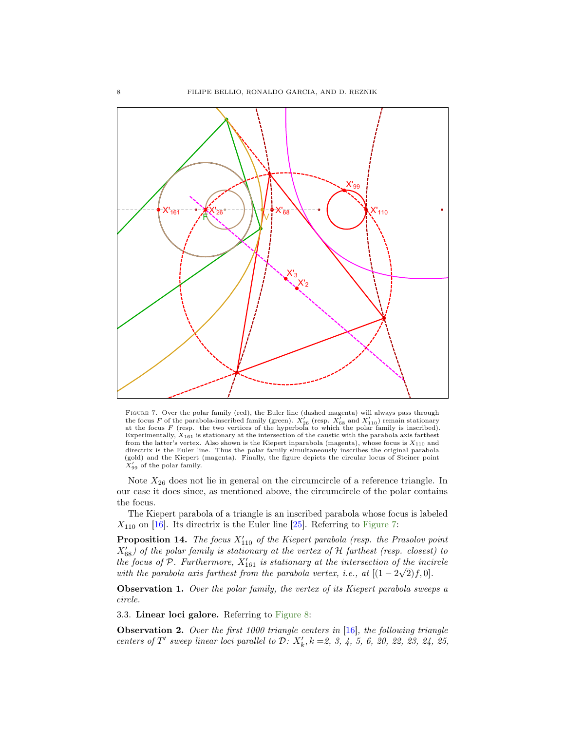FIGURE 7. Over the polar family (red), the Euler line (dashed magenta) will always pass through the focus $F$ of the parabola-inscribed family (green). $X_{26}'$ (resp. $X_{68}'$ and $X_{110}'$) remain stationary at the focus $F$ (resp. the two vertices of the hyperbola to which the polar family is inscribed). Experimentally, $X_{161}$ is stationary at the intersection of the caustic with the parabola axis farthest from the latter's vertex. Also shown is the Kiepert inparabola (magenta), whose focus is $X_{110}$ and directrix is the Euler line. Thus the polar family simultaneously inscribes the original parabola (gold) and the Kiepert (magenta). Finally, the figure depicts the circular locus of Steiner point $X_{99}'$ of the polar family.

Note $X_{26}$ does not lie in general on the circumcircle of a reference triangle. In our case it does since, as mentioned above, the circumcircle of the polar contains the focus.

The Kiepert parabola of a triangle is an inscribed parabola whose focus is labeled $X_{110}$ on [16]. Its directrix is the Euler line [25]. Referring to Figure 7:

**Proposition 14.** *The focus $X_{110}'$ of the Kiepert parabola (resp. the Prasolov point $X_{68}'$) of the polar family is stationary at the vertex of $\mathcal{H}$ farthest (resp. closest) to the focus of $\mathcal{P}$. Furthermore, $X_{161}'$ is stationary at the intersection of the incircle with the parabola axis farthest from the parabola vertex, i.e., at $[(1-2\sqrt{2})f, 0]$.*

**Observation 1.** *Over the polar family, the vertex of its Kiepert parabola sweeps a circle.*

3.3. **Linear loci galore.** Referring to Figure 8:

**Observation 2.** *Over the first 1000 triangle centers in [16], the following triangle centers of $T'$ sweep linear loci parallel to $\mathcal{D}$: $X_k'$, $k =$2, 3, 4, 5, 6, 20, 22, 23, 24, 25,*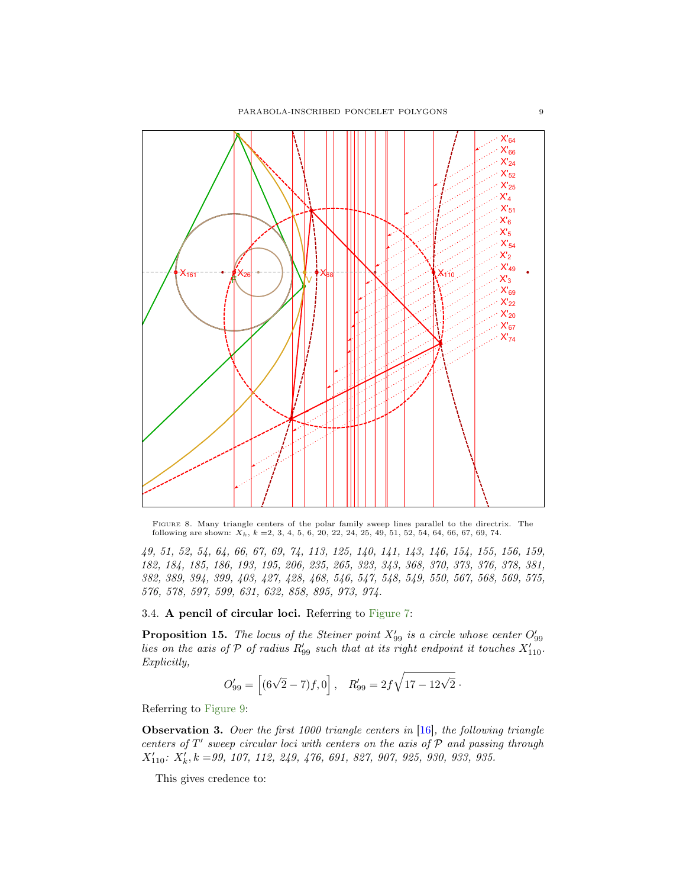Figure 8. Many triangle centers of the polar family sweep lines parallel to the directrix. The following are shown: $X_k$, $k$ =2, 3, 4, 5, 6, 20, 22, 24, 25, 49, 51, 52, 54, 64, 66, 67, 69, 74.

*49, 51, 52, 54, 64, 66, 67, 69, 74, 113, 125, 140, 141, 143, 146, 154, 155, 156, 159, 182, 184, 185, 186, 193, 195, 206, 235, 265, 323, 343, 368, 370, 373, 376, 378, 381, 382, 389, 394, 399, 403, 427, 428, 468, 546, 547, 548, 549, 550, 567, 568, 569, 575, 576, 578, 597, 599, 631, 632, 858, 895, 973, 974.*

### 3.4. **A pencil of circular loci.**

Referring to Figure 7:

**Proposition 15.** *The locus of the Steiner point $X'_{99}$ is a circle whose center $O'_{99}$ lies on the axis of $\mathcal{P}$ of radius $R'_{99}$ such that at its right endpoint it touches $X'_{110}$. Explicitly,*

$$O'_{99} = \left[(6\sqrt{2}-7)f, 0\right], \quad R'_{99} = 2f\sqrt{17-12\sqrt{2}}\,.$$

Referring to Figure 9:

**Observation 3.** *Over the first 1000 triangle centers in [16], the following triangle centers of $T'$ sweep circular loci with centers on the axis of $\mathcal{P}$ and passing through $X'_{110}$: $X'_k$, $k$ =99, 107, 112, 249, 476, 691, 827, 907, 925, 930, 933, 935.*

This gives credence to: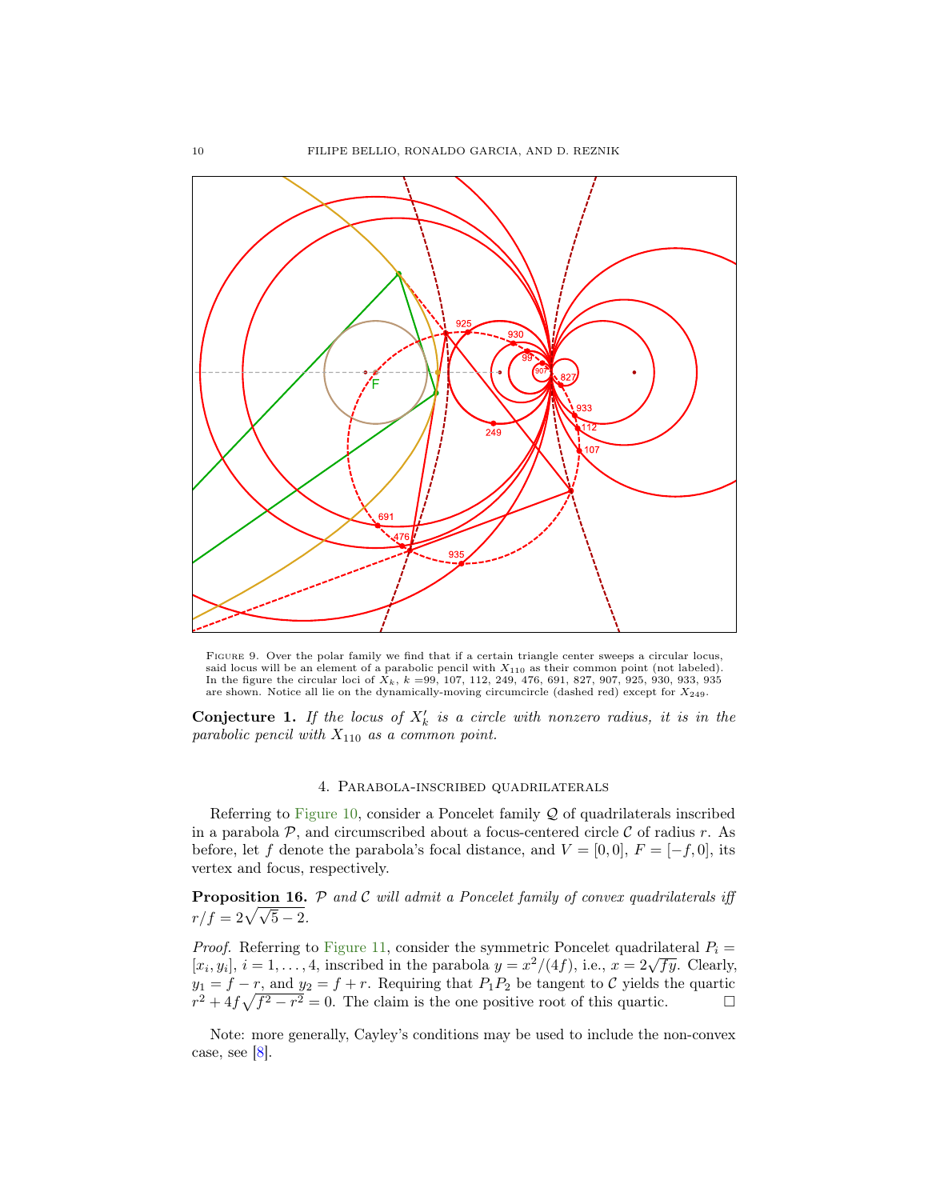Figure 9. Over the polar family we find that if a certain triangle center sweeps a circular locus, said locus will be an element of a parabolic pencil with $X_{110}$ as their common point (not labeled). In the figure the circular loci of $X_k$, $k$ =99, 107, 112, 249, 476, 691, 827, 907, 925, 930, 933, 935 are shown. Notice all lie on the dynamically-moving circumcircle (dashed red) except for $X_{249}$.

**Conjecture 1.** *If the locus of $X_k'$ is a circle with nonzero radius, it is in the parabolic pencil with $X_{110}$ as a common point.*

## 4. Parabola-inscribed quadrilaterals

Referring to Figure 10, consider a Poncelet family $\mathcal{Q}$ of quadrilaterals inscribed in a parabola $\mathcal{P}$, and circumscribed about a focus-centered circle $\mathcal{C}$ of radius $r$. As before, let $f$ denote the parabola's focal distance, and $V = [0, 0]$, $F = [-f, 0]$, its vertex and focus, respectively.

**Proposition 16.** *$\mathcal{P}$ and $\mathcal{C}$ will admit a Poncelet family of convex quadrilaterals iff $r/f = 2\sqrt{\sqrt{5} - 2}$.*

*Proof.* Referring to Figure 11, consider the symmetric Poncelet quadrilateral $P_i = [x_i, y_i]$, $i = 1, \ldots, 4$, inscribed in the parabola $y = x^2/(4f)$, i.e., $x = 2\sqrt{fy}$. Clearly, $y_1 = f - r$, and $y_2 = f + r$. Requiring that $P_1P_2$ be tangent to $\mathcal{C}$ yields the quartic $r^2 + 4f\sqrt{f^2 - r^2} = 0$. The claim is the one positive root of this quartic. □

Note: more generally, Cayley's conditions may be used to include the non-convex case, see [8].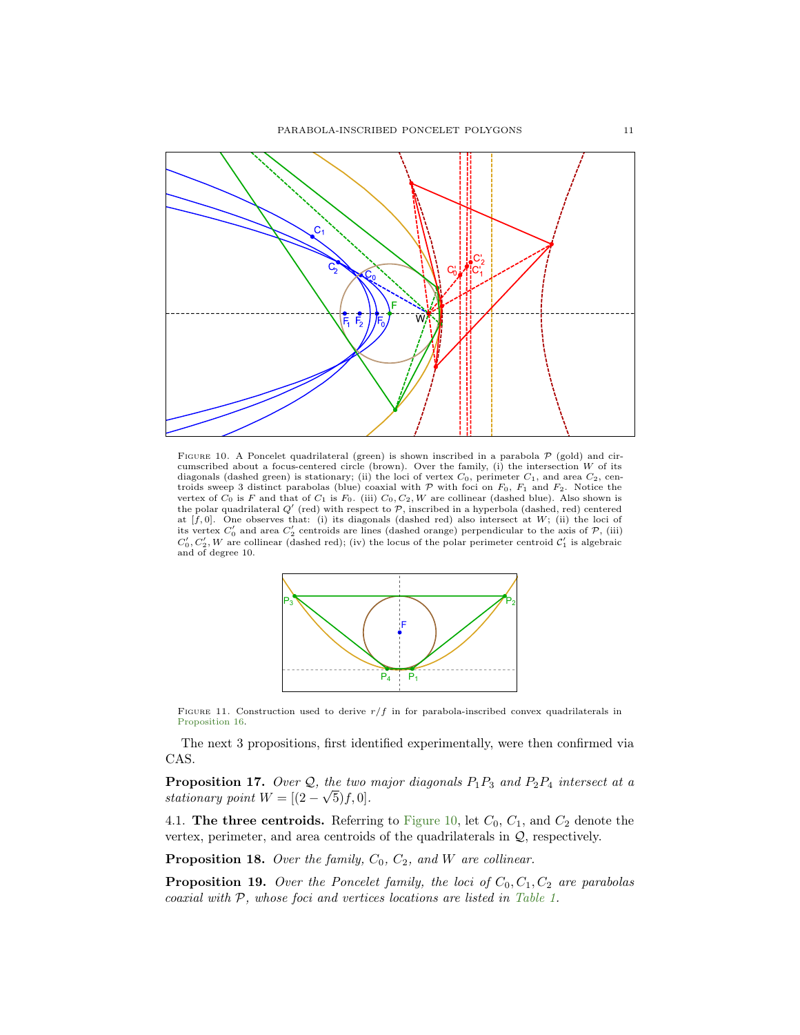Figure 10. A Poncelet quadrilateral (green) is shown inscribed in a parabola $\mathcal{P}$ (gold) and circumscribed about a focus-centered circle (brown). Over the family, (i) the intersection $W$ of its diagonals (dashed green) is stationary; (ii) the loci of vertex $C_0$, perimeter $C_1$, and area $C_2$, centroids sweep 3 distinct parabolas (blue) coaxial with $\mathcal{P}$ with foci on $F_0$, $F_1$ and $F_2$. Notice the vertex of $C_0$ is $F$ and that of $C_1$ is $F_0$. (iii) $C_0, C_2, W$ are collinear (dashed blue). Also shown is the polar quadrilateral $Q'$ (red) with respect to $\mathcal{P}$, inscribed in a hyperbola (dashed, red) centered at $[f, 0]$. One observes that: (i) its diagonals (dashed red) also intersect at $W$; (ii) the loci of its vertex $C_0'$ and area $C_2'$ centroids are lines (dashed orange) perpendicular to the axis of $\mathcal{P}$, (iii) $C_0', C_2', W$ are collinear (dashed red); (iv) the locus of the polar perimeter centroid $\mathcal{C}_1'$ is algebraic and of degree 10.

Figure 11. Construction used to derive $r/f$ in for parabola-inscribed convex quadrilaterals in Proposition 16.

The next 3 propositions, first identified experimentally, were then confirmed via CAS.

**Proposition 17.** *Over $\mathcal{Q}$, the two major diagonals $P_1P_3$ and $P_2P_4$ intersect at a stationary point $W = [(2-\sqrt{5})f, 0]$.*

4.1. **The three centroids.** Referring to Figure 10, let $C_0$, $C_1$, and $C_2$ denote the vertex, perimeter, and area centroids of the quadrilaterals in $\mathcal{Q}$, respectively.

**Proposition 18.** *Over the family, $C_0$, $C_2$, and $W$ are collinear.*

**Proposition 19.** *Over the Poncelet family, the loci of $C_0, C_1, C_2$ are parabolas coaxial with $\mathcal{P}$, whose foci and vertices locations are listed in Table 1.*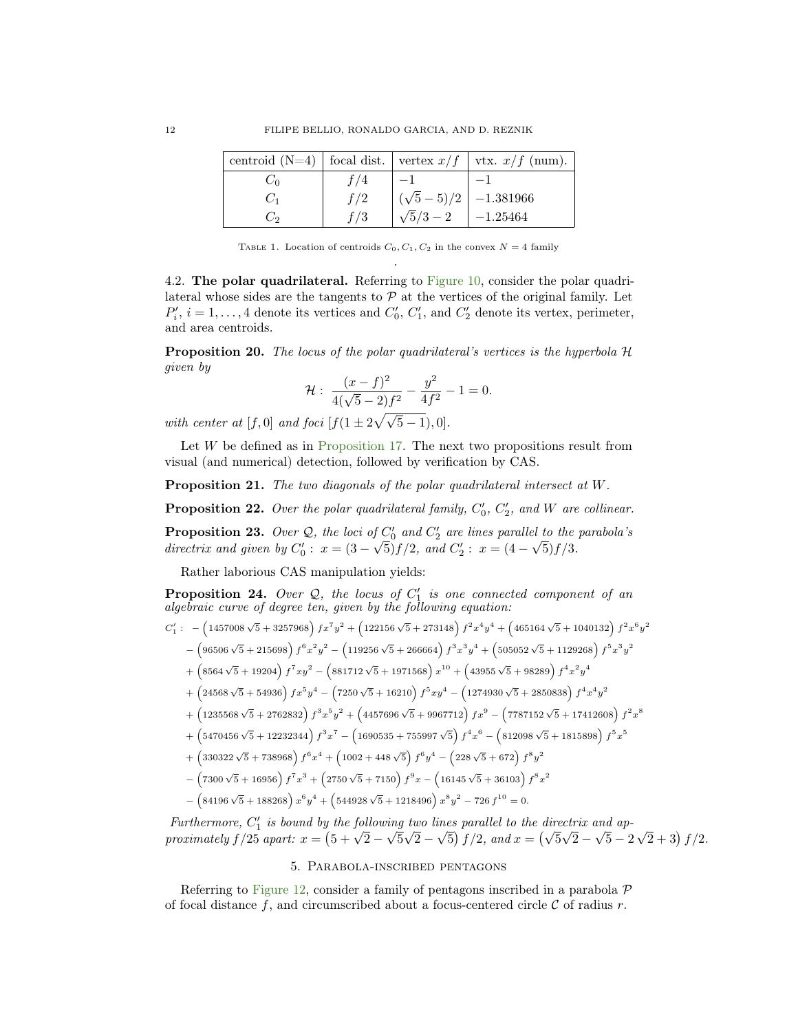| centroid (N=4) | focal dist. | vertex $x/f$ | vtx. $x/f$ (num). |
|---|---|---|---|
| $C_0$ | $f/4$ | $-1$ | $-1$ |
| $C_1$ | $f/2$ | $(\sqrt{5}-5)/2$ | $-1.381966$ |
| $C_2$ | $f/3$ | $\sqrt{5}/3-2$ | $-1.25464$ |

Table 1. Location of centroids $C_0, C_1, C_2$ in the convex $N=4$ family

.

4.2. **The polar quadrilateral.** Referring to Figure 10, consider the polar quadrilateral whose sides are the tangents to $\mathcal{P}$ at the vertices of the original family. Let $P_i'$, $i=1,\ldots,4$ denote its vertices and $C_0'$, $C_1'$, and $C_2'$ denote its vertex, perimeter, and area centroids.

**Proposition 20.** *The locus of the polar quadrilateral's vertices is the hyperbola $\mathcal{H}$ given by*

$$\mathcal{H}:\ \frac{(x-f)^2}{4(\sqrt{5}-2)f^2}-\frac{y^2}{4f^2}-1=0.$$

*with center at $[f,0]$ and foci $[f(1\pm 2\sqrt{\sqrt{5}-1}),0]$.*

Let $W$ be defined as in Proposition 17. The next two propositions result from visual (and numerical) detection, followed by verification by CAS.

**Proposition 21.** *The two diagonals of the polar quadrilateral intersect at $W$.*

**Proposition 22.** *Over the polar quadrilateral family, $C_0'$, $C_2'$, and $W$ are collinear.*

**Proposition 23.** *Over $\mathcal{Q}$, the loci of $C_0'$ and $C_2'$ are lines parallel to the parabola's directrix and given by $C_0':\ x=(3-\sqrt{5})f/2$, and $C_2':\ x=(4-\sqrt{5})f/3$.*

Rather laborious CAS manipulation yields:

**Proposition 24.** *Over $\mathcal{Q}$, the locus of $C_1'$ is one connected component of an algebraic curve of degree ten, given by the following equation:*

$$\begin{aligned}
C_1':\ & -\left(1457008\sqrt{5}+3257968\right)fx^7y^2+\left(122156\sqrt{5}+273148\right)f^2x^4y^4+\left(465164\sqrt{5}+1040132\right)f^2x^6y^2\\
&-\left(96506\sqrt{5}+215698\right)f^6x^2y^2-\left(119256\sqrt{5}+266664\right)f^3x^3y^4+\left(505052\sqrt{5}+1129268\right)f^5x^3y^2\\
&+\left(8564\sqrt{5}+19204\right)f^7xy^2-\left(881712\sqrt{5}+1971568\right)x^{10}+\left(43955\sqrt{5}+98289\right)f^4x^2y^4\\
&+\left(24568\sqrt{5}+54936\right)fx^5y^4-\left(7250\sqrt{5}+16210\right)f^5xy^4-\left(1274930\sqrt{5}+2850838\right)f^4x^4y^2\\
&+\left(1235568\sqrt{5}+2762832\right)f^3x^5y^2+\left(4457696\sqrt{5}+9967712\right)fx^9-\left(7787152\sqrt{5}+17412608\right)f^2x^8\\
&+\left(5470456\sqrt{5}+12232344\right)f^3x^7-\left(1690535+755997\sqrt{5}\right)f^4x^6-\left(812098\sqrt{5}+1815898\right)f^5x^5\\
&+\left(330322\sqrt{5}+738968\right)f^6x^4+\left(1002+448\sqrt{5}\right)f^6y^4-\left(228\sqrt{5}+672\right)f^8y^2\\
&-\left(7300\sqrt{5}+16956\right)f^7x^3+\left(2750\sqrt{5}+7150\right)f^9x-\left(16145\sqrt{5}+36103\right)f^8x^2\\
&-\left(84196\sqrt{5}+188268\right)x^6y^4+\left(544928\sqrt{5}+1218496\right)x^8y^2-726f^{10}=0.
\end{aligned}$$

*Furthermore, $C_1'$ is bound by the following two lines parallel to the directrix and approximately $f/25$ apart: $x=\left(5+\sqrt{2}-\sqrt{5}\sqrt{2}-\sqrt{5}\right)f/2$, and $x=\left(\sqrt{5}\sqrt{2}-\sqrt{5}-2\sqrt{2}+3\right)f/2$.*

## 5. Parabola-inscribed pentagons

Referring to Figure 12, consider a family of pentagons inscribed in a parabola $\mathcal{P}$ of focal distance $f$, and circumscribed about a focus-centered circle $\mathcal{C}$ of radius $r$.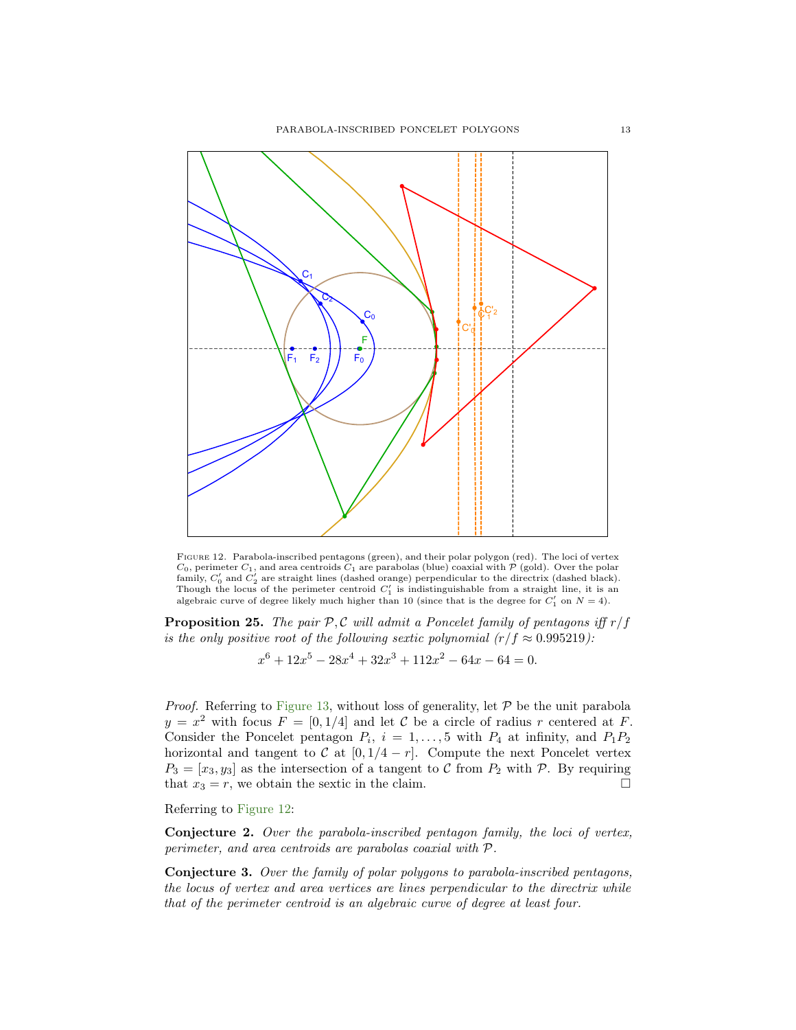FIGURE 12. Parabola-inscribed pentagons (green), and their polar polygon (red). The loci of vertex $C_0$, perimeter $C_1$, and area centroids $C_1$ are parabolas (blue) coaxial with $\mathcal{P}$ (gold). Over the polar family, $C_0'$ and $C_2'$ are straight lines (dashed orange) perpendicular to the directrix (dashed black). Though the locus of the perimeter centroid $C_1'$ is indistinguishable from a straight line, it is an algebraic curve of degree likely much higher than 10 (since that is the degree for $C_1'$ on $N=4$).

**Proposition 25.** *The pair $\mathcal{P},\mathcal{C}$ will admit a Poncelet family of pentagons iff $r/f$ is the only positive root of the following sextic polynomial ($r/f \approx 0.995219$):*

$$x^6 + 12x^5 - 28x^4 + 32x^3 + 112x^2 - 64x - 64 = 0.$$

*Proof.* Referring to Figure 13, without loss of generality, let $\mathcal{P}$ be the unit parabola $y = x^2$ with focus $F = [0, 1/4]$ and let $\mathcal{C}$ be a circle of radius $r$ centered at $F$. Consider the Poncelet pentagon $P_i$, $i = 1,\ldots,5$ with $P_4$ at infinity, and $P_1P_2$ horizontal and tangent to $\mathcal{C}$ at $[0, 1/4 - r]$. Compute the next Poncelet vertex $P_3 = [x_3, y_3]$ as the intersection of a tangent to $\mathcal{C}$ from $P_2$ with $\mathcal{P}$. By requiring that $x_3 = r$, we obtain the sextic in the claim. □

Referring to Figure 12:

**Conjecture 2.** *Over the parabola-inscribed pentagon family, the loci of vertex, perimeter, and area centroids are parabolas coaxial with $\mathcal{P}$.*

**Conjecture 3.** *Over the family of polar polygons to parabola-inscribed pentagons, the locus of vertex and area vertices are lines perpendicular to the directrix while that of the perimeter centroid is an algebraic curve of degree at least four.*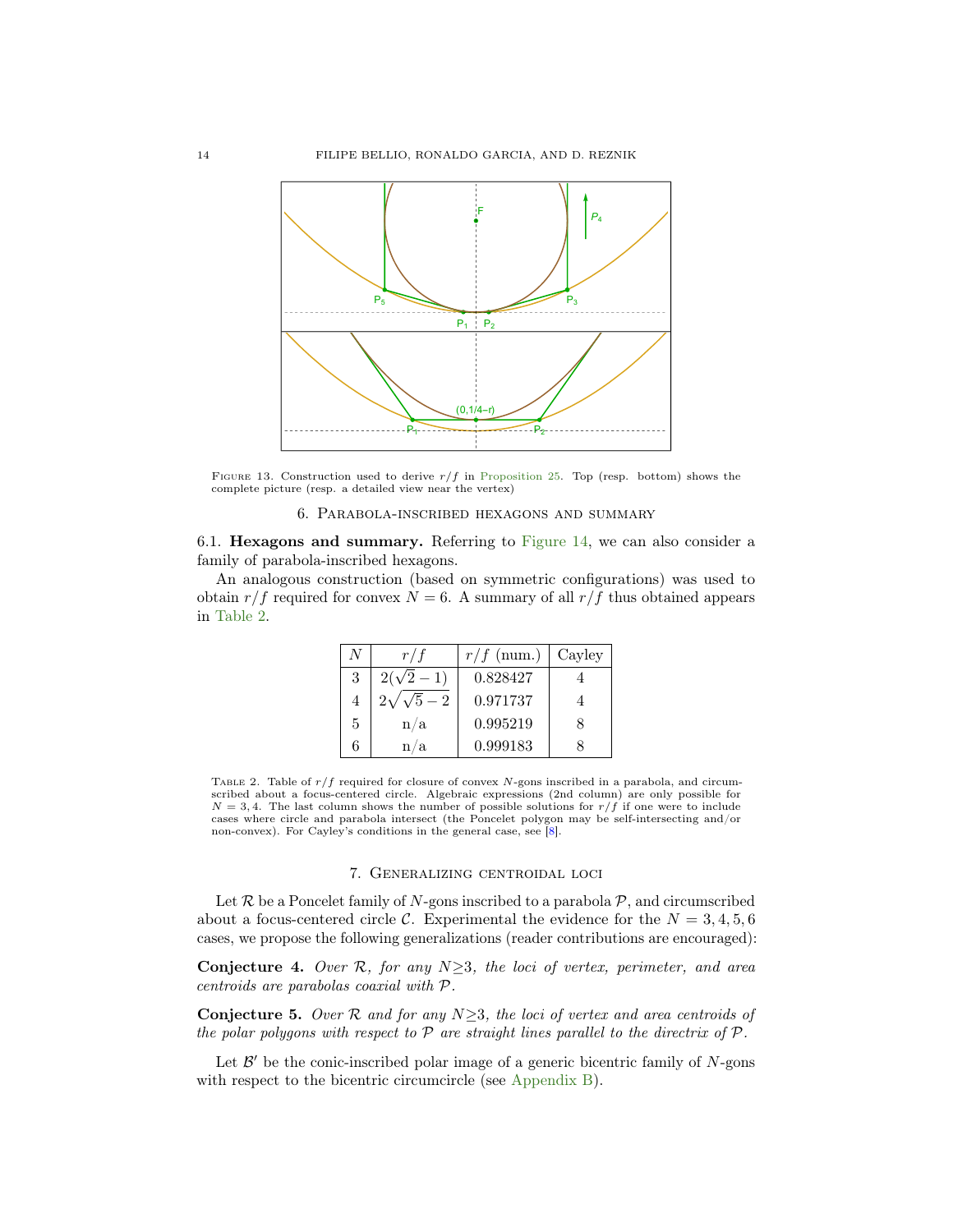FIGURE 13. Construction used to derive $r/f$ in Proposition 25. Top (resp. bottom) shows the complete picture (resp. a detailed view near the vertex)

## 6. Parabola-inscribed hexagons and summary

6.1. **Hexagons and summary.** Referring to Figure 14, we can also consider a family of parabola-inscribed hexagons.

An analogous construction (based on symmetric configurations) was used to obtain $r/f$ required for convex $N = 6$. A summary of all $r/f$ thus obtained appears in Table 2.

| $N$ | $r/f$ | $r/f$ (num.) | Cayley |
|---|---|---|---|
| 3 | $2(\sqrt{2}-1)$ | 0.828427 | 4 |
| 4 | $2\sqrt{\sqrt{5}-2}$ | 0.971737 | 4 |
| 5 | n/a | 0.995219 | 8 |
| 6 | n/a | 0.999183 | 8 |

TABLE 2. Table of $r/f$ required for closure of convex $N$-gons inscribed in a parabola, and circumscribed about a focus-centered circle. Algebraic expressions (2nd column) are only possible for $N = 3, 4$. The last column shows the number of possible solutions for $r/f$ if one were to include cases where circle and parabola intersect (the Poncelet polygon may be self-intersecting and/or non-convex). For Cayley's conditions in the general case, see [8].

## 7. Generalizing centroidal loci

Let $\mathcal{R}$ be a Poncelet family of $N$-gons inscribed to a parabola $\mathcal{P}$, and circumscribed about a focus-centered circle $\mathcal{C}$. Experimental the evidence for the $N = 3, 4, 5, 6$ cases, we propose the following generalizations (reader contributions are encouraged):

**Conjecture 4.** *Over $\mathcal{R}$, for any $N \geq 3$, the loci of vertex, perimeter, and area centroids are parabolas coaxial with $\mathcal{P}$.*

**Conjecture 5.** *Over $\mathcal{R}$ and for any $N \geq 3$, the loci of vertex and area centroids of the polar polygons with respect to $\mathcal{P}$ are straight lines parallel to the directrix of $\mathcal{P}$.*

Let $\mathcal{B}'$ be the conic-inscribed polar image of a generic bicentric family of $N$-gons with respect to the bicentric circumcircle (see Appendix B).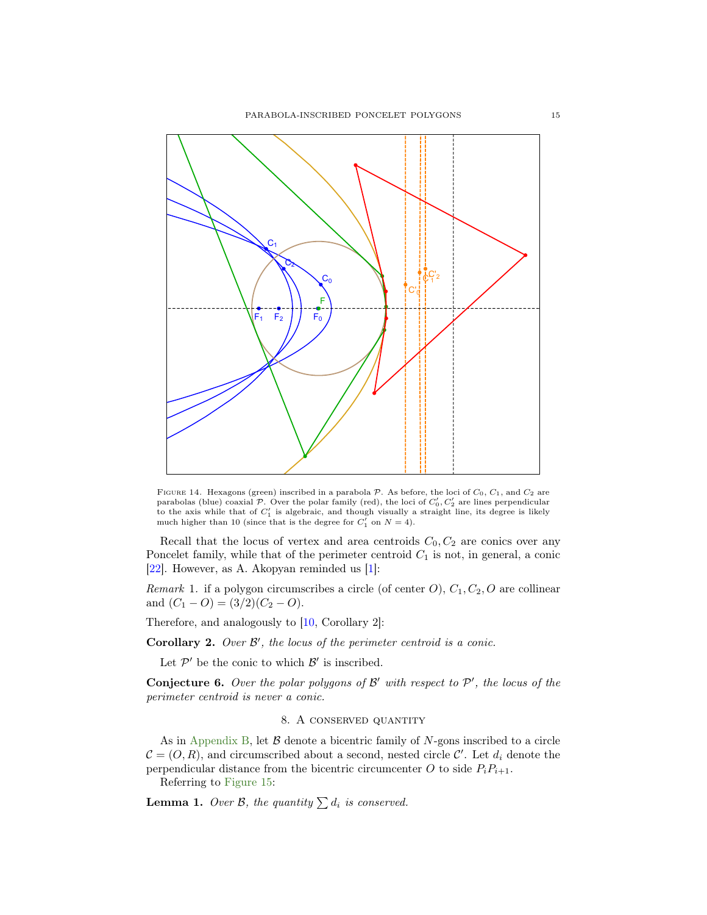Figure 14. Hexagons (green) inscribed in a parabola $\mathcal{P}$. As before, the loci of $C_0$, $C_1$, and $C_2$ are parabolas (blue) coaxial $\mathcal{P}$. Over the polar family (red), the loci of $C_0', C_2'$ are lines perpendicular to the axis while that of $C_1'$ is algebraic, and though visually a straight line, its degree is likely much higher than 10 (since that is the degree for $C_1'$ on $N = 4$).

Recall that the locus of vertex and area centroids $C_0, C_2$ are conics over any Poncelet family, while that of the perimeter centroid $C_1$ is not, in general, a conic [22]. However, as A. Akopyan reminded us [1]:

*Remark* 1. if a polygon circumscribes a circle (of center $O$), $C_1, C_2, O$ are collinear and $(C_1 - O) = (3/2)(C_2 - O)$.

Therefore, and analogously to [10, Corollary 2]:

**Corollary 2.** *Over $\mathcal{B}'$, the locus of the perimeter centroid is a conic.*

Let $\mathcal{P}'$ be the conic to which $\mathcal{B}'$ is inscribed.

**Conjecture 6.** *Over the polar polygons of $\mathcal{B}'$ with respect to $\mathcal{P}'$, the locus of the perimeter centroid is never a conic.*

## 8. A conserved quantity

As in Appendix B, let $\mathcal{B}$ denote a bicentric family of $N$-gons inscribed to a circle $\mathcal{C} = (O, R)$, and circumscribed about a second, nested circle $\mathcal{C}'$. Let $d_i$ denote the perpendicular distance from the bicentric circumcenter $O$ to side $P_iP_{i+1}$.

Referring to Figure 15:

**Lemma 1.** *Over $\mathcal{B}$, the quantity $\sum d_i$ is conserved.*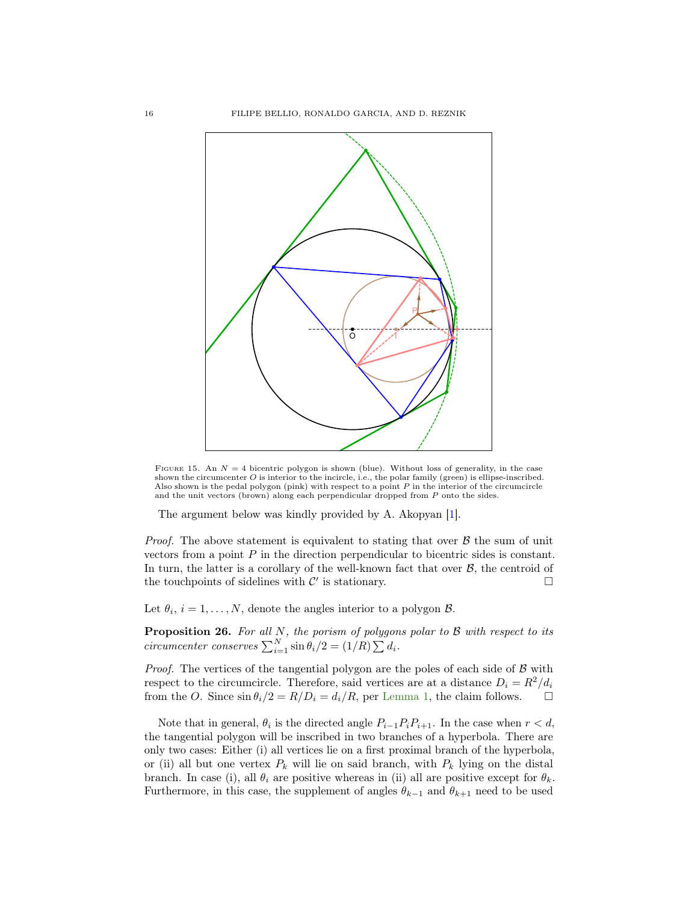FIGURE 15. An $N = 4$ bicentric polygon is shown (blue). Without loss of generality, in the case shown the circumcenter $O$ is interior to the incircle, i.e., the polar family (green) is ellipse-inscribed. Also shown is the pedal polygon (pink) with respect to a point $P$ in the interior of the circumcircle and the unit vectors (brown) along each perpendicular dropped from $P$ onto the sides.

The argument below was kindly provided by A. Akopyan [1].

*Proof.* The above statement is equivalent to stating that over $\mathcal{B}$ the sum of unit vectors from a point $P$ in the direction perpendicular to bicentric sides is constant. In turn, the latter is a corollary of the well-known fact that over $\mathcal{B}$, the centroid of the touchpoints of sidelines with $\mathcal{C}'$ is stationary. □

Let $\theta_i$, $i = 1, \ldots, N$, denote the angles interior to a polygon $\mathcal{B}$.

**Proposition 26.** *For all $N$, the porism of polygons polar to $\mathcal{B}$ with respect to its circumcenter conserves $\sum_{i=1}^{N} \sin\theta_i/2 = (1/R)\sum d_i$.*

*Proof.* The vertices of the tangential polygon are the poles of each side of $\mathcal{B}$ with respect to the circumcircle. Therefore, said vertices are at a distance $D_i = R^2/d_i$ from the $O$. Since $\sin\theta_i/2 = R/D_i = d_i/R$, per Lemma 1, the claim follows. □

Note that in general, $\theta_i$ is the directed angle $P_{i-1}P_iP_{i+1}$. In the case when $r < d$, the tangential polygon will be inscribed in two branches of a hyperbola. There are only two cases: Either (i) all vertices lie on a first proximal branch of the hyperbola, or (ii) all but one vertex $P_k$ will lie on said branch, with $P_k$ lying on the distal branch. In case (i), all $\theta_i$ are positive whereas in (ii) all are positive except for $\theta_k$. Furthermore, in this case, the supplement of angles $\theta_{k-1}$ and $\theta_{k+1}$ need to be used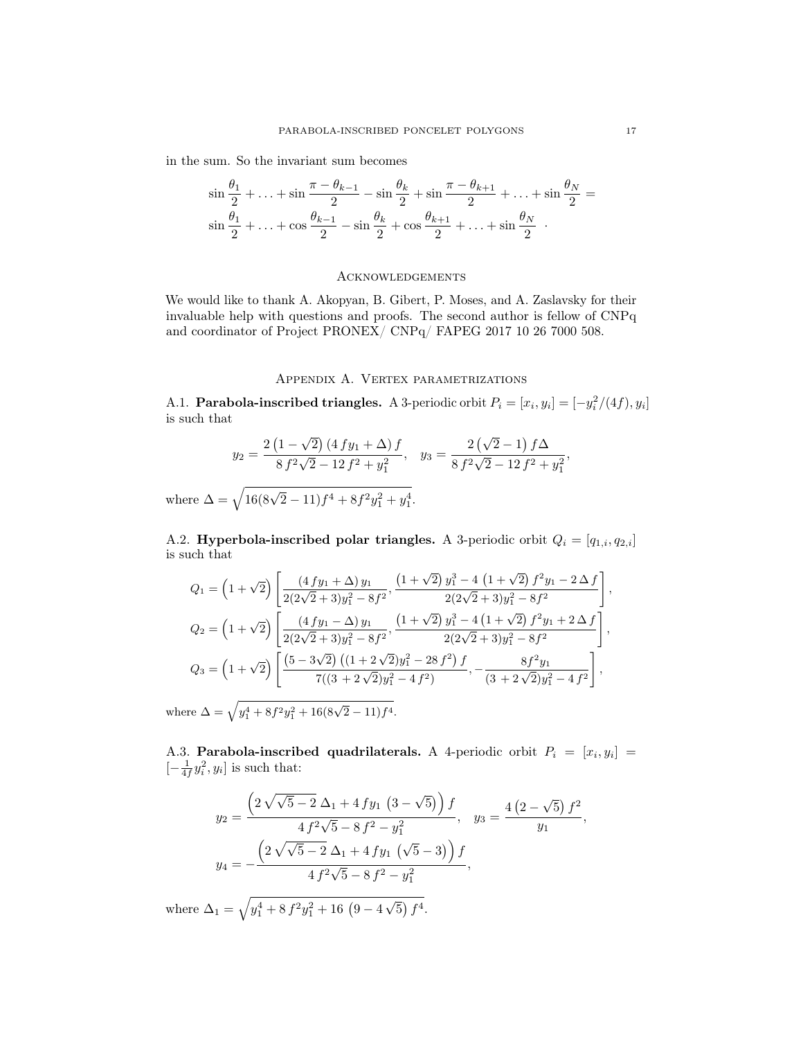in the sum. So the invariant sum becomes

$$
\begin{gathered}
\sin\frac{\theta_1}{2}+\ldots+\sin\frac{\pi-\theta_{k-1}}{2}-\sin\frac{\theta_k}{2}+\sin\frac{\pi-\theta_{k+1}}{2}+\ldots+\sin\frac{\theta_N}{2}= \\
\sin\frac{\theta_1}{2}+\ldots+\cos\frac{\theta_{k-1}}{2}-\sin\frac{\theta_k}{2}+\cos\frac{\theta_{k+1}}{2}+\ldots+\sin\frac{\theta_N}{2}\quad.
\end{gathered}
$$

## Acknowledgements

We would like to thank A. Akopyan, B. Gibert, P. Moses, and A. Zaslavsky for their invaluable help with questions and proofs. The second author is fellow of CNPq and coordinator of Project PRONEX/ CNPq/ FAPEG 2017 10 26 7000 508.

## Appendix A. Vertex parametrizations

A.1. **Parabola-inscribed triangles.** A 3-periodic orbit $P_i=[x_i,y_i]=[-y_i^2/(4f),y_i]$ is such that

$$
y_2=\frac{2\left(1-\sqrt{2}\right)\left(4\,fy_1+\Delta\right)f}{8\,f^2\sqrt{2}-12\,f^2+y_1^2},\quad y_3=\frac{2\left(\sqrt{2}-1\right)f\Delta}{8\,f^2\sqrt{2}-12\,f^2+y_1^2},
$$

where $\Delta=\sqrt{16(8\sqrt{2}-11)f^4+8f^2y_1^2+y_1^4}$.

A.2. **Hyperbola-inscribed polar triangles.** A 3-periodic orbit $Q_i=[q_{1,i},q_{2,i}]$ is such that

$$
\begin{aligned}
Q_1&=\left(1+\sqrt{2}\right)\left[\frac{\left(4\,fy_1+\Delta\right)y_1}{2(2\sqrt{2}+3)y_1^2-8f^2},\frac{\left(1+\sqrt{2}\right)y_1^3-4\,\left(1+\sqrt{2}\right)f^2y_1-2\,\Delta\,f}{2(2\sqrt{2}+3)y_1^2-8f^2}\right],\\
Q_2&=\left(1+\sqrt{2}\right)\left[\frac{\left(4\,fy_1-\Delta\right)y_1}{2(2\sqrt{2}+3)y_1^2-8f^2},\frac{\left(1+\sqrt{2}\right)y_1^3-4\left(1+\sqrt{2}\right)f^2y_1+2\,\Delta\,f}{2(2\sqrt{2}+3)y_1^2-8f^2}\right],\\
Q_3&=\left(1+\sqrt{2}\right)\left[\frac{\left(5-3\sqrt{2}\right)\left((1+2\,\sqrt{2})y_1^2-28\,f^2\right)f}{7((3+2\,\sqrt{2})y_1^2-4\,f^2)},-\frac{8f^2y_1}{(3+2\,\sqrt{2})y_1^2-4\,f^2}\right],
\end{aligned}
$$

where $\Delta=\sqrt{y_1^4+8f^2y_1^2+16(8\sqrt{2}-11)f^4}$.

A.3. **Parabola-inscribed quadrilaterals.** A 4-periodic orbit $P_i=[x_i,y_i]=[-\frac{1}{4f}y_i^2,y_i]$ is such that:

$$
\begin{gathered}
y_2=\frac{\left(2\,\sqrt{\sqrt{5}-2}\,\Delta_1+4\,fy_1\,\left(3-\sqrt{5}\right)\right)f}{4\,f^2\sqrt{5}-8\,f^2-y_1^2},\quad y_3=\frac{4\left(2-\sqrt{5}\right)f^2}{y_1},\\
y_4=-\frac{\left(2\,\sqrt{\sqrt{5}-2}\,\Delta_1+4\,fy_1\,\left(\sqrt{5}-3\right)\right)f}{4\,f^2\sqrt{5}-8\,f^2-y_1^2},
\end{gathered}
$$

where $\Delta_1=\sqrt{y_1^4+8\,f^2y_1^2+16\,\left(9-4\,\sqrt{5}\right)f^4}$.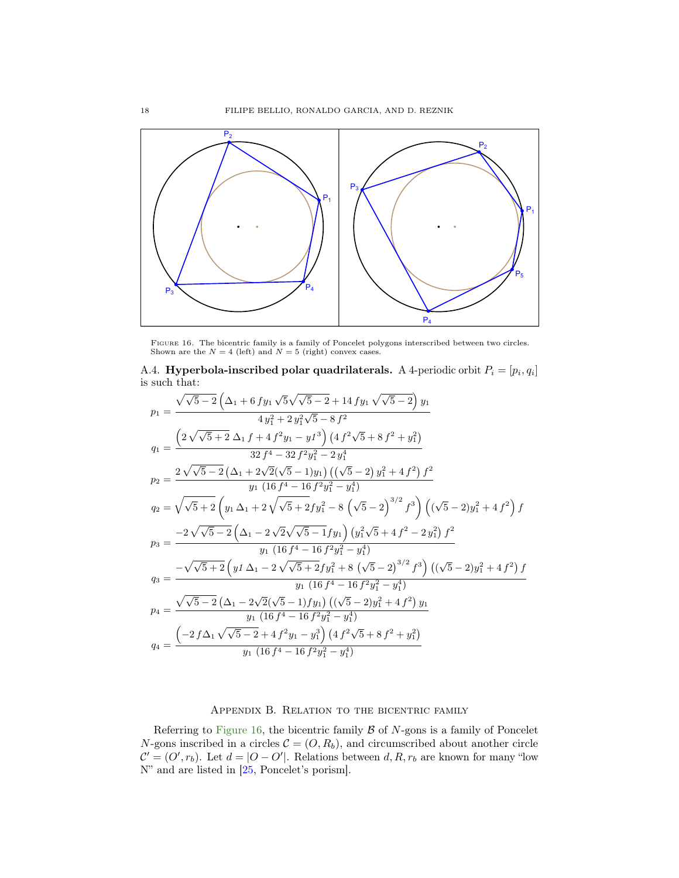Figure 16. The bicentric family is a family of Poncelet polygons interscribed between two circles. Shown are the $N = 4$ (left) and $N = 5$ (right) convex cases.

A.4. **Hyperbola-inscribed polar quadrilaterals.** A 4-periodic orbit $P_i = [p_i, q_i]$ is such that:

$$p_1 = \frac{\sqrt{\sqrt{5}-2}\left(\Delta_1 + 6\,f y_1\,\sqrt{5}\sqrt{\sqrt{5}-2} + 14\,f y_1\,\sqrt{\sqrt{5}-2}\right) y_1}{4\,y_1^2 + 2\,y_1^2\sqrt{5} - 8\,f^2}$$

$$q_1 = \frac{\left(2\,\sqrt{\sqrt{5}+2}\,\Delta_1\,f + 4\,f^2 y_1 - y1^3\right)\left(4\,f^2\sqrt{5} + 8\,f^2 + y_1^2\right)}{32\,f^4 - 32\,f^2 y_1^2 - 2\,y_1^4}$$

$$p_2 = \frac{2\,\sqrt{\sqrt{5}-2}\left(\Delta_1 + 2\sqrt{2}(\sqrt{5}-1)y_1\right)\left(\left(\sqrt{5}-2\right)y_1^2 + 4\,f^2\right)f^2}{y_1\,\left(16\,f^4 - 16\,f^2 y_1^2 - y_1^4\right)}$$

$$q_2 = \sqrt{\sqrt{5}+2}\left(y_1\,\Delta_1 + 2\,\sqrt{\sqrt{5}+2}f y_1^2 - 8\,\left(\sqrt{5}-2\right)^{3/2} f^3\right)\left((\sqrt{5}-2)y_1^2 + 4\,f^2\right)f$$

$$p_3 = \frac{-2\,\sqrt{\sqrt{5}-2}\left(\Delta_1 - 2\,\sqrt{2}\sqrt{\sqrt{5}-1}f y_1\right)\left(y_1^2\sqrt{5} + 4\,f^2 - 2\,y_1^2\right)f^2}{y_1\,\left(16\,f^4 - 16\,f^2 y_1^2 - y_1^4\right)}$$

$$q_3 = \frac{-\sqrt{\sqrt{5}+2}\left(y1\,\Delta_1 - 2\,\sqrt{\sqrt{5}+2}f y_1^2 + 8\,\left(\sqrt{5}-2\right)^{3/2} f^3\right)\left((\sqrt{5}-2)y_1^2 + 4\,f^2\right)f}{y_1\,\left(16\,f^4 - 16\,f^2 y_1^2 - y_1^4\right)}$$

$$p_4 = \frac{\sqrt{\sqrt{5}-2}\left(\Delta_1 - 2\sqrt{2}(\sqrt{5}-1)f y_1\right)\left((\sqrt{5}-2)y_1^2 + 4\,f^2\right)y_1}{y_1\,\left(16\,f^4 - 16\,f^2 y_1^2 - y_1^4\right)}$$

$$q_4 = \frac{\left(-2\,f\Delta_1\,\sqrt{\sqrt{5}-2} + 4\,f^2 y_1 - y_1^3\right)\left(4\,f^2\sqrt{5} + 8\,f^2 + y_1^2\right)}{y_1\,\left(16\,f^4 - 16\,f^2 y_1^2 - y_1^4\right)}$$

## Appendix B. Relation to the bicentric family

Referring to Figure 16, the bicentric family $\mathcal{B}$ of $N$-gons is a family of Poncelet $N$-gons inscribed in a circles $\mathcal{C} = (O, R_b)$, and circumscribed about another circle $\mathcal{C}' = (O', r_b)$. Let $d = |O - O'|$. Relations between $d, R, r_b$ are known for many "low N" and are listed in [25, Poncelet's porism].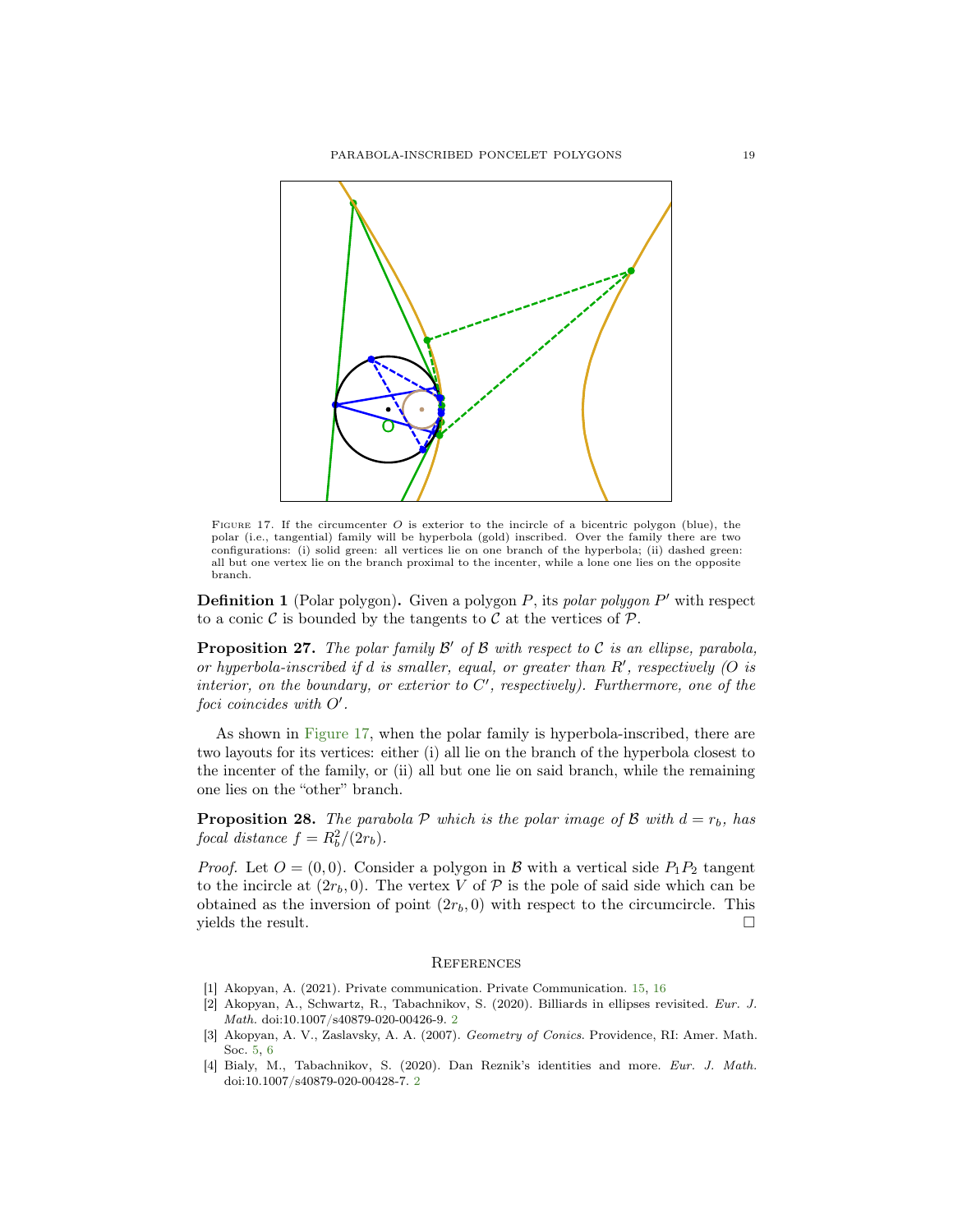FIGURE 17. If the circumcenter $O$ is exterior to the incircle of a bicentric polygon (blue), the polar (i.e., tangential) family will be hyperbola (gold) inscribed. Over the family there are two configurations: (i) solid green: all vertices lie on one branch of the hyperbola; (ii) dashed green: all but one vertex lie on the branch proximal to the incenter, while a lone one lies on the opposite branch.

**Definition 1** (Polar polygon)**.** Given a polygon $P$, its *polar polygon* $P'$ with respect to a conic $\mathcal{C}$ is bounded by the tangents to $\mathcal{C}$ at the vertices of $\mathcal{P}$.

**Proposition 27.** *The polar family $\mathcal{B}'$ of $\mathcal{B}$ with respect to $\mathcal{C}$ is an ellipse, parabola, or hyperbola-inscribed if $d$ is smaller, equal, or greater than $R'$, respectively ($O$ is interior, on the boundary, or exterior to $C'$, respectively). Furthermore, one of the foci coincides with $O'$.*

As shown in Figure 17, when the polar family is hyperbola-inscribed, there are two layouts for its vertices: either (i) all lie on the branch of the hyperbola closest to the incenter of the family, or (ii) all but one lie on said branch, while the remaining one lies on the "other" branch.

**Proposition 28.** *The parabola $\mathcal{P}$ which is the polar image of $\mathcal{B}$ with $d = r_b$, has focal distance $f = R_b^2/(2r_b)$.*

*Proof.* Let $O = (0, 0)$. Consider a polygon in $\mathcal{B}$ with a vertical side $P_1P_2$ tangent to the incircle at $(2r_b, 0)$. The vertex $V$ of $\mathcal{P}$ is the pole of said side which can be obtained as the inversion of point $(2r_b, 0)$ with respect to the circumcircle. This yields the result. □

## References

[1] Akopyan, A. (2021). Private communication. Private Communication. 15, 16

[2] Akopyan, A., Schwartz, R., Tabachnikov, S. (2020). Billiards in ellipses revisited. *Eur. J. Math.* doi:10.1007/s40879-020-00426-9. 2

[3] Akopyan, A. V., Zaslavsky, A. A. (2007). *Geometry of Conics*. Providence, RI: Amer. Math. Soc. 5, 6

[4] Bialy, M., Tabachnikov, S. (2020). Dan Reznik's identities and more. *Eur. J. Math.* doi:10.1007/s40879-020-00428-7. 2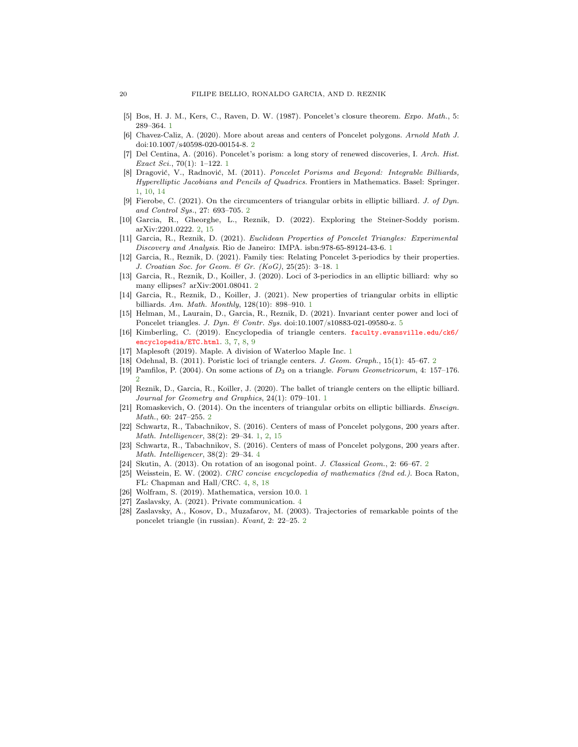[5] Bos, H. J. M., Kers, C., Raven, D. W. (1987). Poncelet's closure theorem. *Expo. Math.*, 5: 289–364. 1

[6] Chavez-Caliz, A. (2020). More about areas and centers of Poncelet polygons. *Arnold Math J.* doi:10.1007/s40598-020-00154-8. 2

[7] Del Centina, A. (2016). Poncelet's porism: a long story of renewed discoveries, I. *Arch. Hist. Exact Sci.*, 70(1): 1–122. 1

[8] Dragović, V., Radnović, M. (2011). *Poncelet Porisms and Beyond: Integrable Billiards, Hyperelliptic Jacobians and Pencils of Quadrics*. Frontiers in Mathematics. Basel: Springer. 1, 10, 14

[9] Fierobe, C. (2021). On the circumcenters of triangular orbits in elliptic billiard. *J. of Dyn. and Control Sys.*, 27: 693–705. 2

[10] Garcia, R., Gheorghe, L., Reznik, D. (2022). Exploring the Steiner-Soddy porism. arXiv:2201.0222. 2, 15

[11] Garcia, R., Reznik, D. (2021). *Euclidean Properties of Poncelet Triangles: Experimental Discovery and Analysis*. Rio de Janeiro: IMPA. isbn:978-65-89124-43-6. 1

[12] Garcia, R., Reznik, D. (2021). Family ties: Relating Poncelet 3-periodics by their properties. *J. Croatian Soc. for Geom. & Gr. (KoG)*, 25(25): 3–18. 1

[13] Garcia, R., Reznik, D., Koiller, J. (2020). Loci of 3-periodics in an elliptic billiard: why so many ellipses? arXiv:2001.08041. 2

[14] Garcia, R., Reznik, D., Koiller, J. (2021). New properties of triangular orbits in elliptic billiards. *Am. Math. Monthly*, 128(10): 898–910. 1

[15] Helman, M., Laurain, D., Garcia, R., Reznik, D. (2021). Invariant center power and loci of Poncelet triangles. *J. Dyn. & Contr. Sys.* doi:10.1007/s10883-021-09580-z. 5

[16] Kimberling, C. (2019). Encyclopedia of triangle centers. faculty.evansville.edu/ck6/encyclopedia/ETC.html. 3, 7, 8, 9

[17] Maplesoft (2019). Maple. A division of Waterloo Maple Inc. 1

[18] Odehnal, B. (2011). Poristic loci of triangle centers. *J. Geom. Graph.*, 15(1): 45–67. 2

[19] Pamfilos, P. (2004). On some actions of $D_3$ on a triangle. *Forum Geometricorum*, 4: 157–176. 2

[20] Reznik, D., Garcia, R., Koiller, J. (2020). The ballet of triangle centers on the elliptic billiard. *Journal for Geometry and Graphics*, 24(1): 079–101. 1

[21] Romaskevich, O. (2014). On the incenters of triangular orbits on elliptic billiards. *Enseign. Math.*, 60: 247–255. 2

[22] Schwartz, R., Tabachnikov, S. (2016). Centers of mass of Poncelet polygons, 200 years after. *Math. Intelligencer*, 38(2): 29–34. 1, 2, 15

[23] Schwartz, R., Tabachnikov, S. (2016). Centers of mass of Poncelet polygons, 200 years after. *Math. Intelligencer*, 38(2): 29–34. 4

[24] Skutin, A. (2013). On rotation of an isogonal point. *J. Classical Geom.*, 2: 66–67. 2

[25] Weisstein, E. W. (2002). *CRC concise encyclopedia of mathematics (2nd ed.)*. Boca Raton, FL: Chapman and Hall/CRC. 4, 8, 18

[26] Wolfram, S. (2019). Mathematica, version 10.0. 1

[27] Zaslavsky, A. (2021). Private communication. 4

[28] Zaslavsky, A., Kosov, D., Muzafarov, M. (2003). Trajectories of remarkable points of the poncelet triangle (in russian). *Kvant*, 2: 22–25. 2